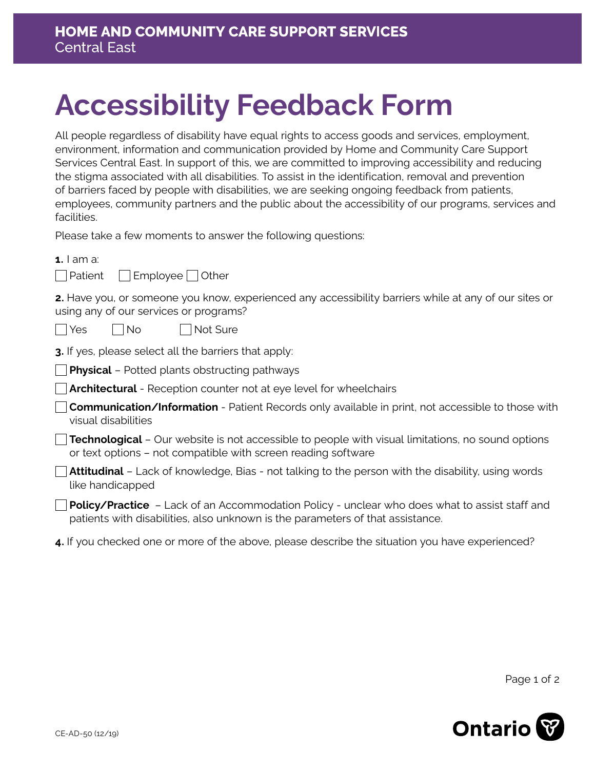**HOME AND COMMUNITY CARE SUPPORT SERVICES**
Central East

# Accessibility Feedback Form

All people regardless of disability have equal rights to access goods and services, employment, environment, information and communication provided by Home and Community Care Support Services Central East. In support of this, we are committed to improving accessibility and reducing the stigma associated with all disabilities. To assist in the identification, removal and prevention of barriers faced by people with disabilities, we are seeking ongoing feedback from patients, employees, community partners and the public about the accessibility of our programs, services and facilities.

Please take a few moments to answer the following questions:

**1.** I am a:

☐ Patient ☐ Employee ☐ Other

**2.** Have you, or someone you know, experienced any accessibility barriers while at any of our sites or using any of our services or programs?

☐ Yes ☐ No ☐ Not Sure

**3.** If yes, please select all the barriers that apply:

☐ **Physical** – Potted plants obstructing pathways

☐ **Architectural** - Reception counter not at eye level for wheelchairs

☐ **Communication/Information** - Patient Records only available in print, not accessible to those with visual disabilities

☐ **Technological** – Our website is not accessible to people with visual limitations, no sound options or text options – not compatible with screen reading software

☐ **Attitudinal** – Lack of knowledge, Bias - not talking to the person with the disability, using words like handicapped

☐ **Policy/Practice** – Lack of an Accommodation Policy - unclear who does what to assist staff and patients with disabilities, also unknown is the parameters of that assistance.

**4.** If you checked one or more of the above, please describe the situation you have experienced?

CE-AD-50 (12/19)

Ontario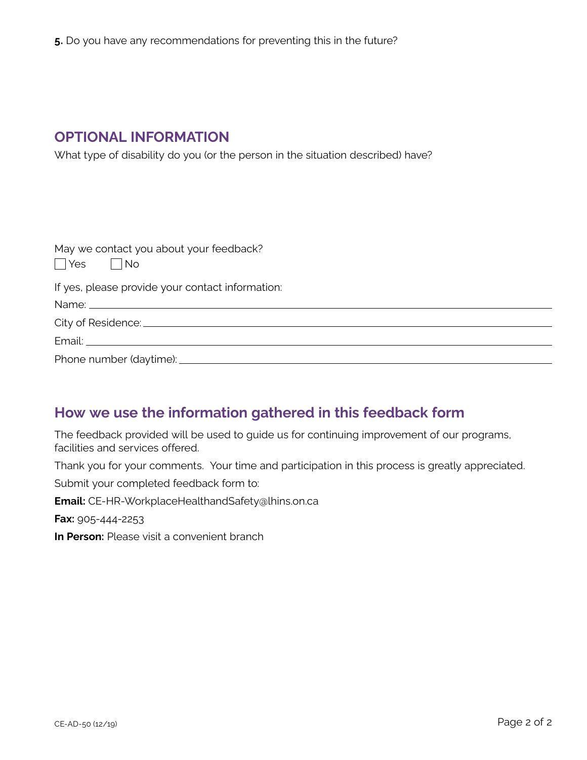**5.** Do you have any recommendations for preventing this in the future?

## OPTIONAL INFORMATION

What type of disability do you (or the person in the situation described) have?

May we contact you about your feedback?

☐ Yes ☐ No

If yes, please provide your contact information:

Name: \_\_\_\_\_\_\_\_\_\_\_\_\_\_\_\_\_\_\_\_

City of Residence: \_\_\_\_\_\_\_\_\_\_\_\_\_\_\_\_\_\_\_\_

Email: \_\_\_\_\_\_\_\_\_\_\_\_\_\_\_\_\_\_\_\_

Phone number (daytime): \_\_\_\_\_\_\_\_\_\_\_\_\_\_\_\_\_\_\_\_

## How we use the information gathered in this feedback form

The feedback provided will be used to guide us for continuing improvement of our programs, facilities and services offered.

Thank you for your comments. Your time and participation in this process is greatly appreciated.

Submit your completed feedback form to:

**Email:** CE-HR-WorkplaceHealthandSafety@lhins.on.ca

**Fax:** 905-444-2253

**In Person:** Please visit a convenient branch

CE-AD-50 (12/19)